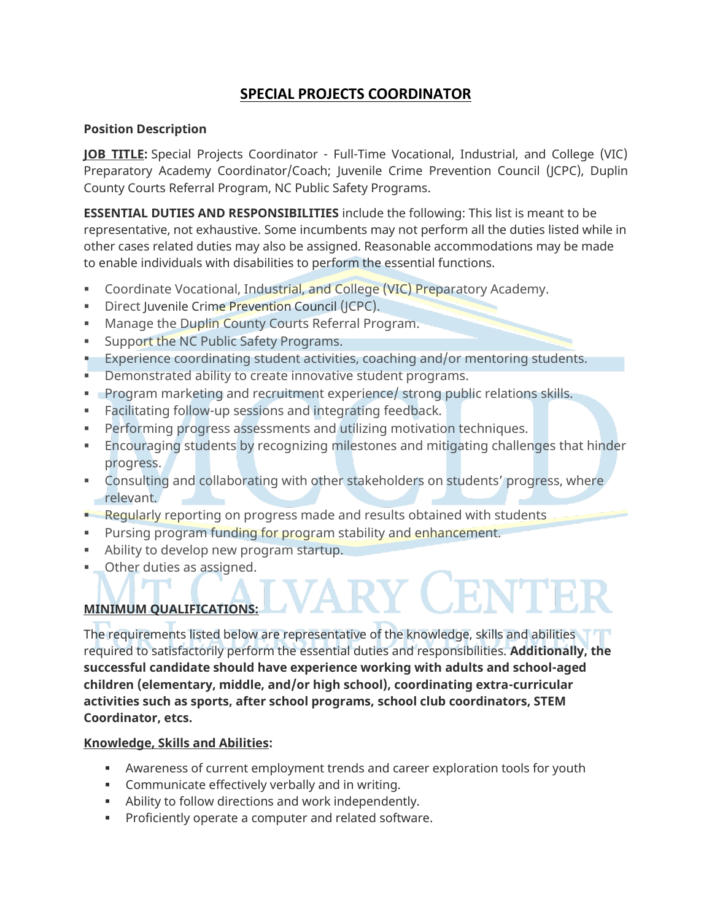# SPECIAL PROJECTS COORDINATOR

**Position Description**

**JOB TITLE:** Special Projects Coordinator - Full-Time Vocational, Industrial, and College (VIC) Preparatory Academy Coordinator/Coach; Juvenile Crime Prevention Council (JCPC), Duplin County Courts Referral Program, NC Public Safety Programs.

**ESSENTIAL DUTIES AND RESPONSIBILITIES** include the following: This list is meant to be representative, not exhaustive. Some incumbents may not perform all the duties listed while in other cases related duties may also be assigned. Reasonable accommodations may be made to enable individuals with disabilities to perform the essential functions.

- Coordinate Vocational, Industrial, and College (VIC) Preparatory Academy.
- Direct Juvenile Crime Prevention Council (JCPC).
- Manage the Duplin County Courts Referral Program.
- Support the NC Public Safety Programs.
- Experience coordinating student activities, coaching and/or mentoring students.
- Demonstrated ability to create innovative student programs.
- Program marketing and recruitment experience/ strong public relations skills.
- Facilitating follow-up sessions and integrating feedback.
- Performing progress assessments and utilizing motivation techniques.
- Encouraging students by recognizing milestones and mitigating challenges that hinder progress.
- Consulting and collaborating with other stakeholders on students' progress, where relevant.
- Regularly reporting on progress made and results obtained with students
- Pursing program funding for program stability and enhancement.
- Ability to develop new program startup.
- Other duties as assigned.

**MINIMUM QUALIFICATIONS:**

The requirements listed below are representative of the knowledge, skills and abilities required to satisfactorily perform the essential duties and responsibilities. **Additionally, the successful candidate should have experience working with adults and school-aged children (elementary, middle, and/or high school), coordinating extra-curricular activities such as sports, after school programs, school club coordinators, STEM Coordinator, etcs.**

**Knowledge, Skills and Abilities:**

- Awareness of current employment trends and career exploration tools for youth
- Communicate effectively verbally and in writing.
- Ability to follow directions and work independently.
- Proficiently operate a computer and related software.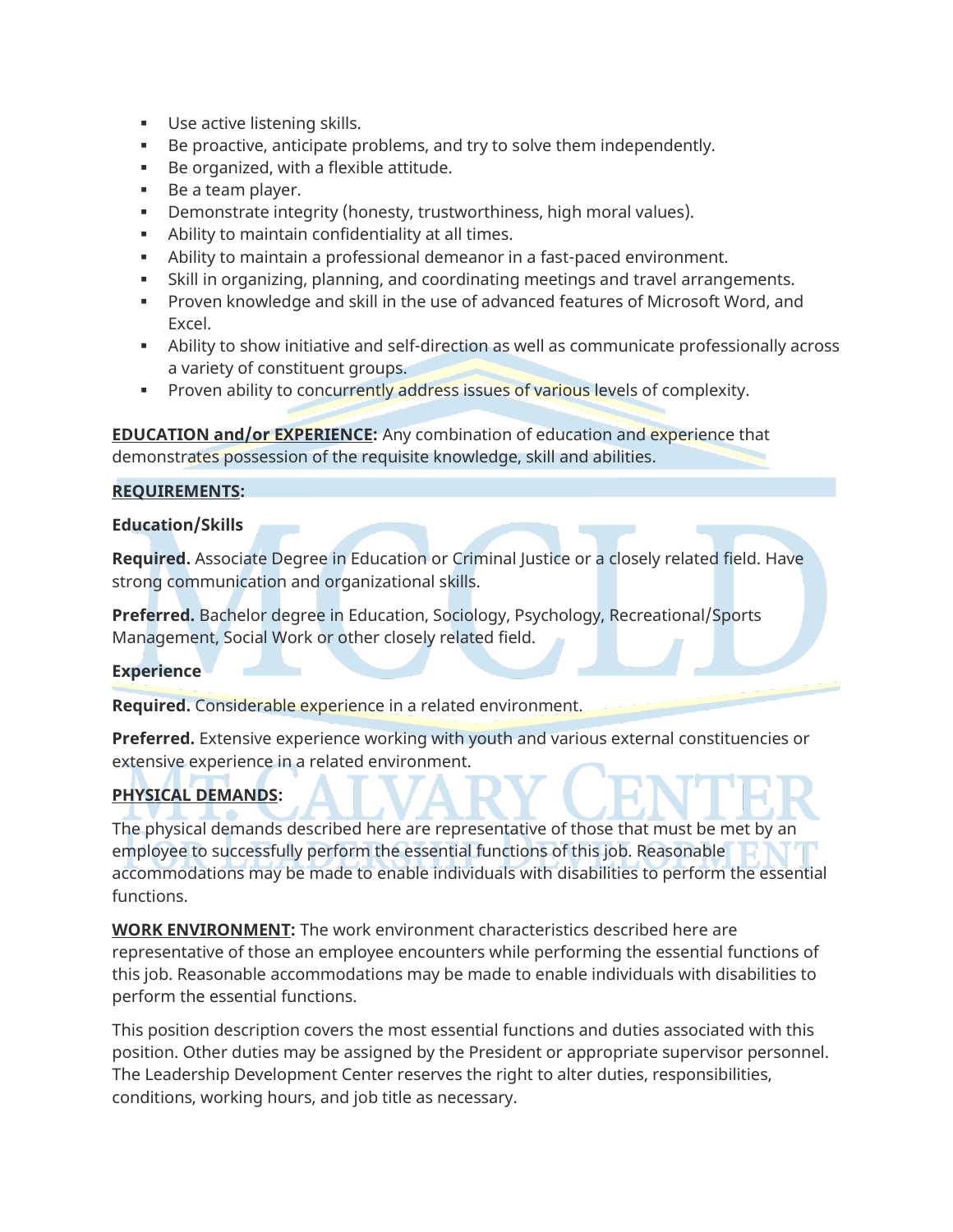- Use active listening skills.
- Be proactive, anticipate problems, and try to solve them independently.
- Be organized, with a flexible attitude.
- Be a team player.
- Demonstrate integrity (honesty, trustworthiness, high moral values).
- Ability to maintain confidentiality at all times.
- Ability to maintain a professional demeanor in a fast-paced environment.
- Skill in organizing, planning, and coordinating meetings and travel arrangements.
- Proven knowledge and skill in the use of advanced features of Microsoft Word, and Excel.
- Ability to show initiative and self-direction as well as communicate professionally across a variety of constituent groups.
- Proven ability to concurrently address issues of various levels of complexity.

**EDUCATION and/or EXPERIENCE:** Any combination of education and experience that demonstrates possession of the requisite knowledge, skill and abilities.

**REQUIREMENTS:**

**Education/Skills**

**Required.** Associate Degree in Education or Criminal Justice or a closely related field. Have strong communication and organizational skills.

**Preferred.** Bachelor degree in Education, Sociology, Psychology, Recreational/Sports Management, Social Work or other closely related field.

**Experience**

**Required.** Considerable experience in a related environment.

**Preferred.** Extensive experience working with youth and various external constituencies or extensive experience in a related environment.

**PHYSICAL DEMANDS:**

The physical demands described here are representative of those that must be met by an employee to successfully perform the essential functions of this job. Reasonable accommodations may be made to enable individuals with disabilities to perform the essential functions.

**WORK ENVIRONMENT:** The work environment characteristics described here are representative of those an employee encounters while performing the essential functions of this job. Reasonable accommodations may be made to enable individuals with disabilities to perform the essential functions.

This position description covers the most essential functions and duties associated with this position. Other duties may be assigned by the President or appropriate supervisor personnel. The Leadership Development Center reserves the right to alter duties, responsibilities, conditions, working hours, and job title as necessary.